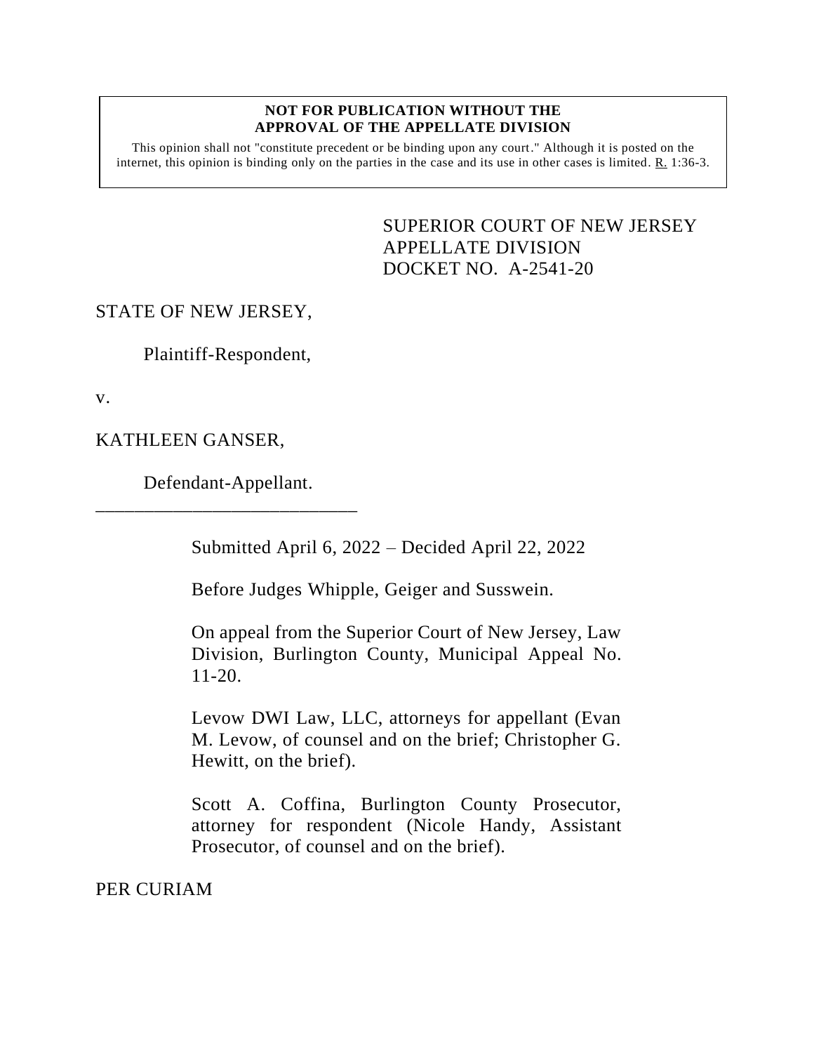**NOT FOR PUBLICATION WITHOUT THE APPROVAL OF THE APPELLATE DIVISION**

This opinion shall not "constitute precedent or be binding upon any court." Although it is posted on the internet, this opinion is binding only on the parties in the case and its use in other cases is limited. R. 1:36-3.

SUPERIOR COURT OF NEW JERSEY
APPELLATE DIVISION
DOCKET NO. A-2541-20

STATE OF NEW JERSEY,

Plaintiff-Respondent,

v.

KATHLEEN GANSER,

Defendant-Appellant.

\_\_\_\_\_\_\_\_\_\_\_\_\_\_\_\_\_\_\_\_\_\_\_\_\_\_\_\_

Submitted April 6, 2022 – Decided April 22, 2022

Before Judges Whipple, Geiger and Susswein.

On appeal from the Superior Court of New Jersey, Law Division, Burlington County, Municipal Appeal No. 11-20.

Levow DWI Law, LLC, attorneys for appellant (Evan M. Levow, of counsel and on the brief; Christopher G. Hewitt, on the brief).

Scott A. Coffina, Burlington County Prosecutor, attorney for respondent (Nicole Handy, Assistant Prosecutor, of counsel and on the brief).

PER CURIAM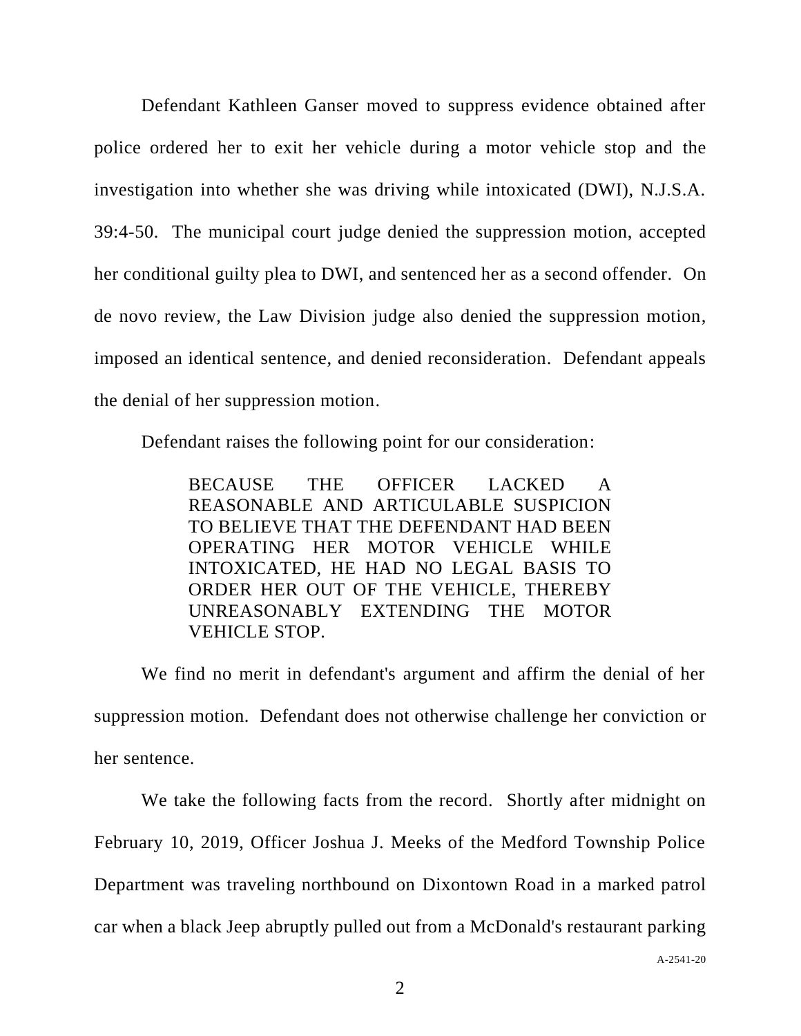Defendant Kathleen Ganser moved to suppress evidence obtained after police ordered her to exit her vehicle during a motor vehicle stop and the investigation into whether she was driving while intoxicated (DWI), N.J.S.A. 39:4-50. The municipal court judge denied the suppression motion, accepted her conditional guilty plea to DWI, and sentenced her as a second offender. On de novo review, the Law Division judge also denied the suppression motion, imposed an identical sentence, and denied reconsideration. Defendant appeals the denial of her suppression motion.

Defendant raises the following point for our consideration:

> BECAUSE THE OFFICER LACKED A REASONABLE AND ARTICULABLE SUSPICION TO BELIEVE THAT THE DEFENDANT HAD BEEN OPERATING HER MOTOR VEHICLE WHILE INTOXICATED, HE HAD NO LEGAL BASIS TO ORDER HER OUT OF THE VEHICLE, THEREBY UNREASONABLY EXTENDING THE MOTOR VEHICLE STOP.

We find no merit in defendant's argument and affirm the denial of her suppression motion. Defendant does not otherwise challenge her conviction or her sentence.

We take the following facts from the record. Shortly after midnight on February 10, 2019, Officer Joshua J. Meeks of the Medford Township Police Department was traveling northbound on Dixontown Road in a marked patrol car when a black Jeep abruptly pulled out from a McDonald's restaurant parking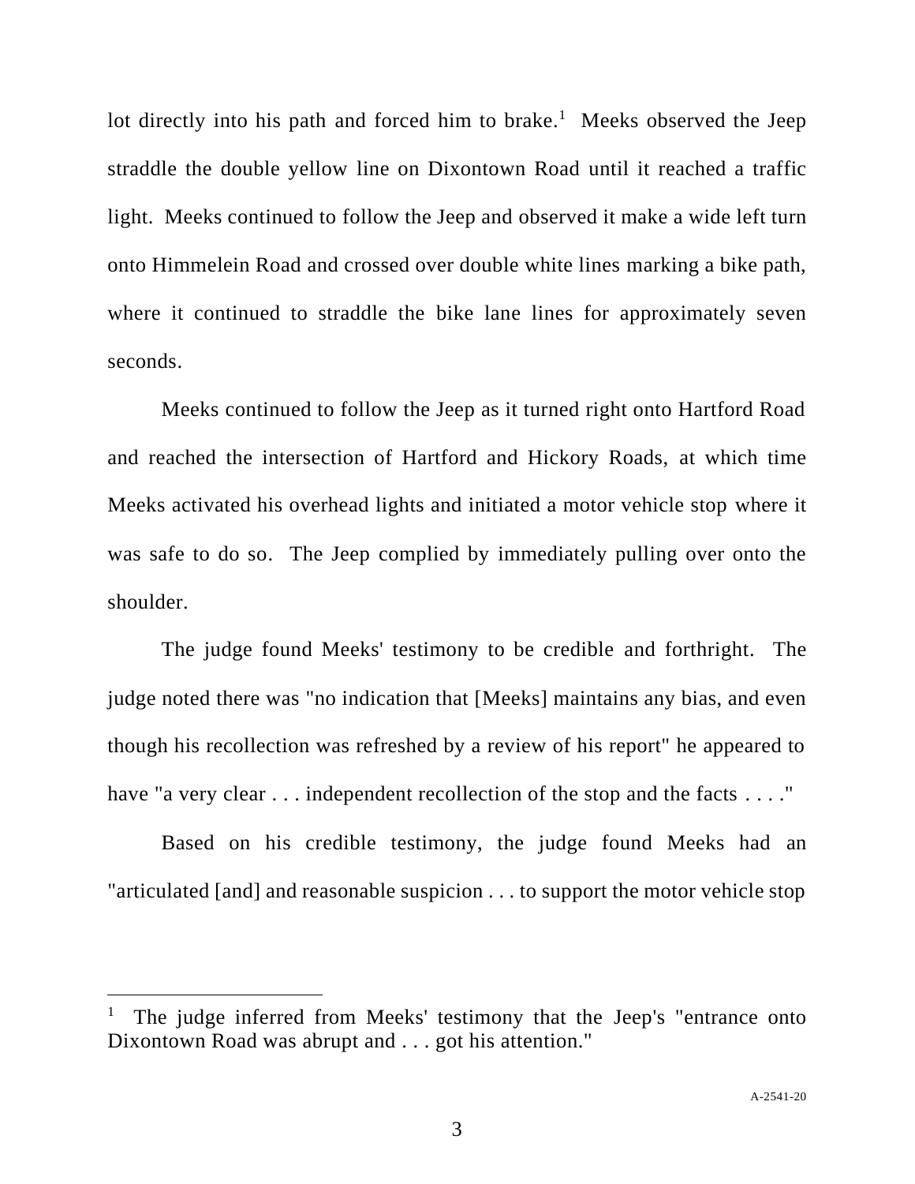lot directly into his path and forced him to brake.[1] Meeks observed the Jeep straddle the double yellow line on Dixontown Road until it reached a traffic light. Meeks continued to follow the Jeep and observed it make a wide left turn onto Himmelein Road and crossed over double white lines marking a bike path, where it continued to straddle the bike lane lines for approximately seven seconds.

Meeks continued to follow the Jeep as it turned right onto Hartford Road and reached the intersection of Hartford and Hickory Roads, at which time Meeks activated his overhead lights and initiated a motor vehicle stop where it was safe to do so. The Jeep complied by immediately pulling over onto the shoulder.

The judge found Meeks' testimony to be credible and forthright. The judge noted there was "no indication that [Meeks] maintains any bias, and even though his recollection was refreshed by a review of his report" he appeared to have "a very clear . . . independent recollection of the stop and the facts . . . ."

Based on his credible testimony, the judge found Meeks had an "articulated [and] and reasonable suspicion . . . to support the motor vehicle stop

---

[1] The judge inferred from Meeks' testimony that the Jeep's "entrance onto Dixontown Road was abrupt and . . . got his attention."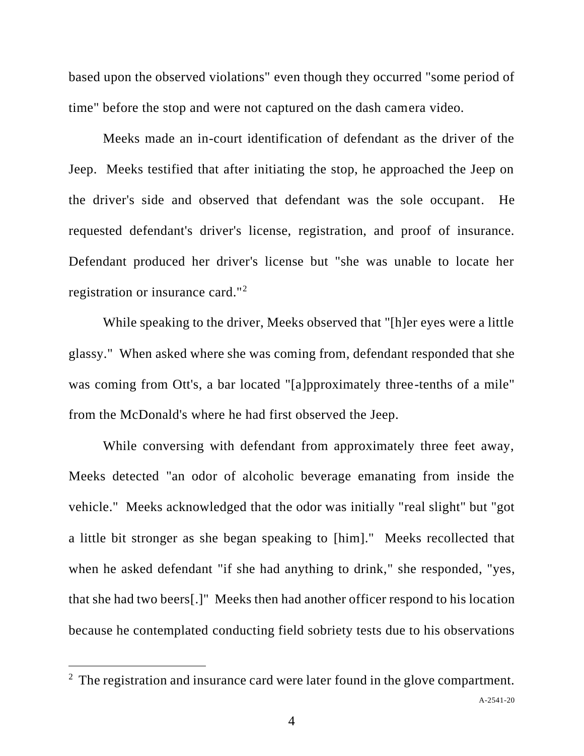based upon the observed violations" even though they occurred "some period of time" before the stop and were not captured on the dash camera video.

Meeks made an in-court identification of defendant as the driver of the Jeep. Meeks testified that after initiating the stop, he approached the Jeep on the driver's side and observed that defendant was the sole occupant. He requested defendant's driver's license, registration, and proof of insurance. Defendant produced her driver's license but "she was unable to locate her registration or insurance card."[2]

While speaking to the driver, Meeks observed that "[h]er eyes were a little glassy." When asked where she was coming from, defendant responded that she was coming from Ott's, a bar located "[a]pproximately three-tenths of a mile" from the McDonald's where he had first observed the Jeep.

While conversing with defendant from approximately three feet away, Meeks detected "an odor of alcoholic beverage emanating from inside the vehicle." Meeks acknowledged that the odor was initially "real slight" but "got a little bit stronger as she began speaking to [him]." Meeks recollected that when he asked defendant "if she had anything to drink," she responded, "yes, that she had two beers[.]" Meeks then had another officer respond to his location because he contemplated conducting field sobriety tests due to his observations

---

[2] The registration and insurance card were later found in the glove compartment.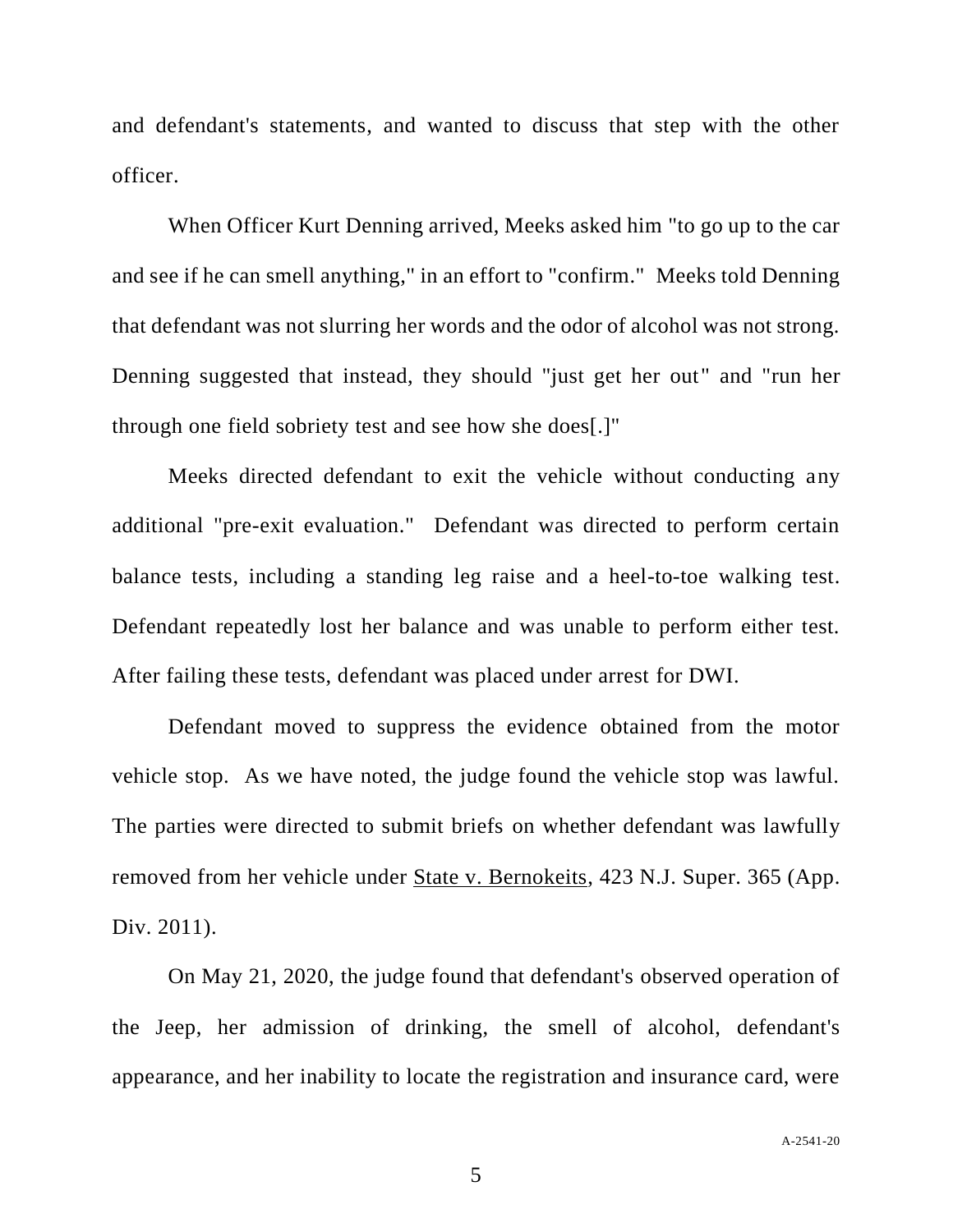and defendant's statements, and wanted to discuss that step with the other officer.

When Officer Kurt Denning arrived, Meeks asked him "to go up to the car and see if he can smell anything," in an effort to "confirm." Meeks told Denning that defendant was not slurring her words and the odor of alcohol was not strong. Denning suggested that instead, they should "just get her out" and "run her through one field sobriety test and see how she does[.]"

Meeks directed defendant to exit the vehicle without conducting any additional "pre-exit evaluation." Defendant was directed to perform certain balance tests, including a standing leg raise and a heel-to-toe walking test. Defendant repeatedly lost her balance and was unable to perform either test. After failing these tests, defendant was placed under arrest for DWI.

Defendant moved to suppress the evidence obtained from the motor vehicle stop. As we have noted, the judge found the vehicle stop was lawful. The parties were directed to submit briefs on whether defendant was lawfully removed from her vehicle under State v. Bernokeits, 423 N.J. Super. 365 (App. Div. 2011).

On May 21, 2020, the judge found that defendant's observed operation of the Jeep, her admission of drinking, the smell of alcohol, defendant's appearance, and her inability to locate the registration and insurance card, were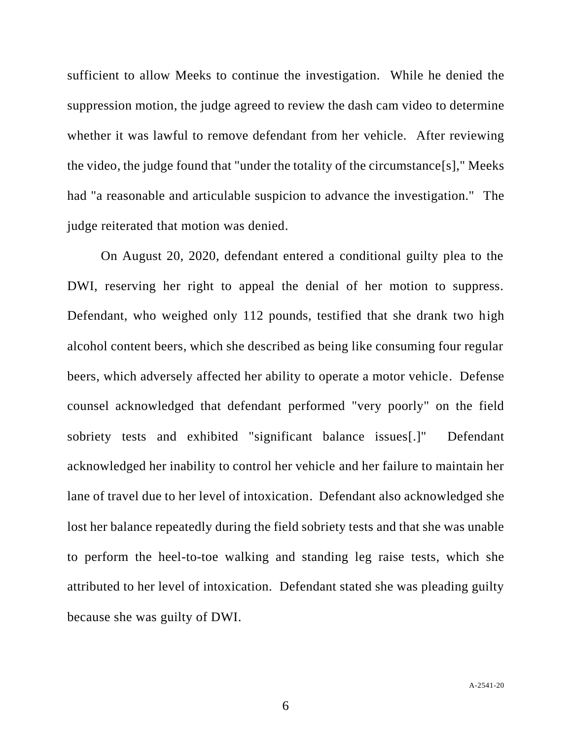sufficient to allow Meeks to continue the investigation. While he denied the suppression motion, the judge agreed to review the dash cam video to determine whether it was lawful to remove defendant from her vehicle. After reviewing the video, the judge found that "under the totality of the circumstance[s]," Meeks had "a reasonable and articulable suspicion to advance the investigation." The judge reiterated that motion was denied.

On August 20, 2020, defendant entered a conditional guilty plea to the DWI, reserving her right to appeal the denial of her motion to suppress. Defendant, who weighed only 112 pounds, testified that she drank two high alcohol content beers, which she described as being like consuming four regular beers, which adversely affected her ability to operate a motor vehicle. Defense counsel acknowledged that defendant performed "very poorly" on the field sobriety tests and exhibited "significant balance issues[.]" Defendant acknowledged her inability to control her vehicle and her failure to maintain her lane of travel due to her level of intoxication. Defendant also acknowledged she lost her balance repeatedly during the field sobriety tests and that she was unable to perform the heel-to-toe walking and standing leg raise tests, which she attributed to her level of intoxication. Defendant stated she was pleading guilty because she was guilty of DWI.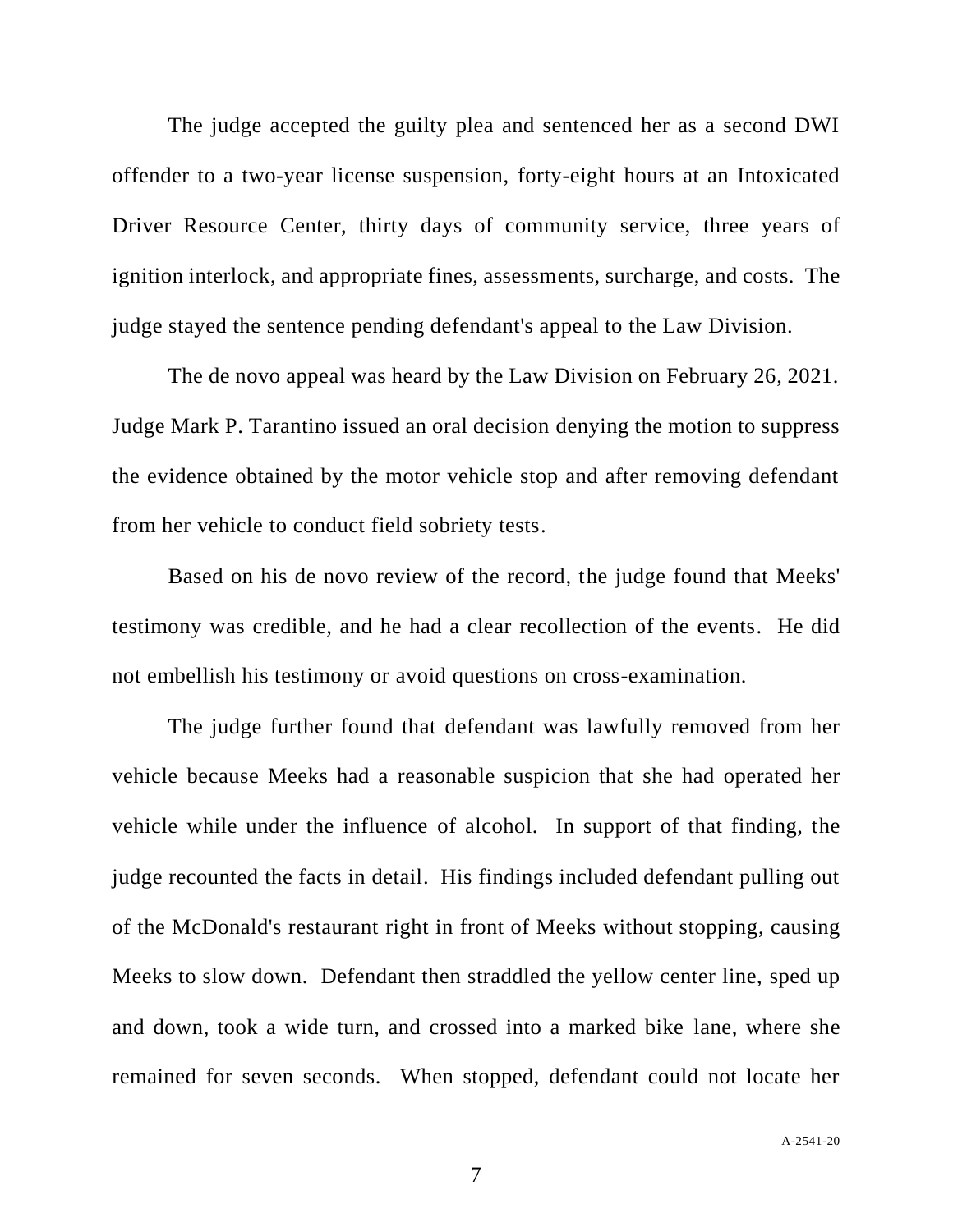The judge accepted the guilty plea and sentenced her as a second DWI offender to a two-year license suspension, forty-eight hours at an Intoxicated Driver Resource Center, thirty days of community service, three years of ignition interlock, and appropriate fines, assessments, surcharge, and costs. The judge stayed the sentence pending defendant's appeal to the Law Division.

The de novo appeal was heard by the Law Division on February 26, 2021. Judge Mark P. Tarantino issued an oral decision denying the motion to suppress the evidence obtained by the motor vehicle stop and after removing defendant from her vehicle to conduct field sobriety tests.

Based on his de novo review of the record, the judge found that Meeks' testimony was credible, and he had a clear recollection of the events. He did not embellish his testimony or avoid questions on cross-examination.

The judge further found that defendant was lawfully removed from her vehicle because Meeks had a reasonable suspicion that she had operated her vehicle while under the influence of alcohol. In support of that finding, the judge recounted the facts in detail. His findings included defendant pulling out of the McDonald's restaurant right in front of Meeks without stopping, causing Meeks to slow down. Defendant then straddled the yellow center line, sped up and down, took a wide turn, and crossed into a marked bike lane, where she remained for seven seconds. When stopped, defendant could not locate her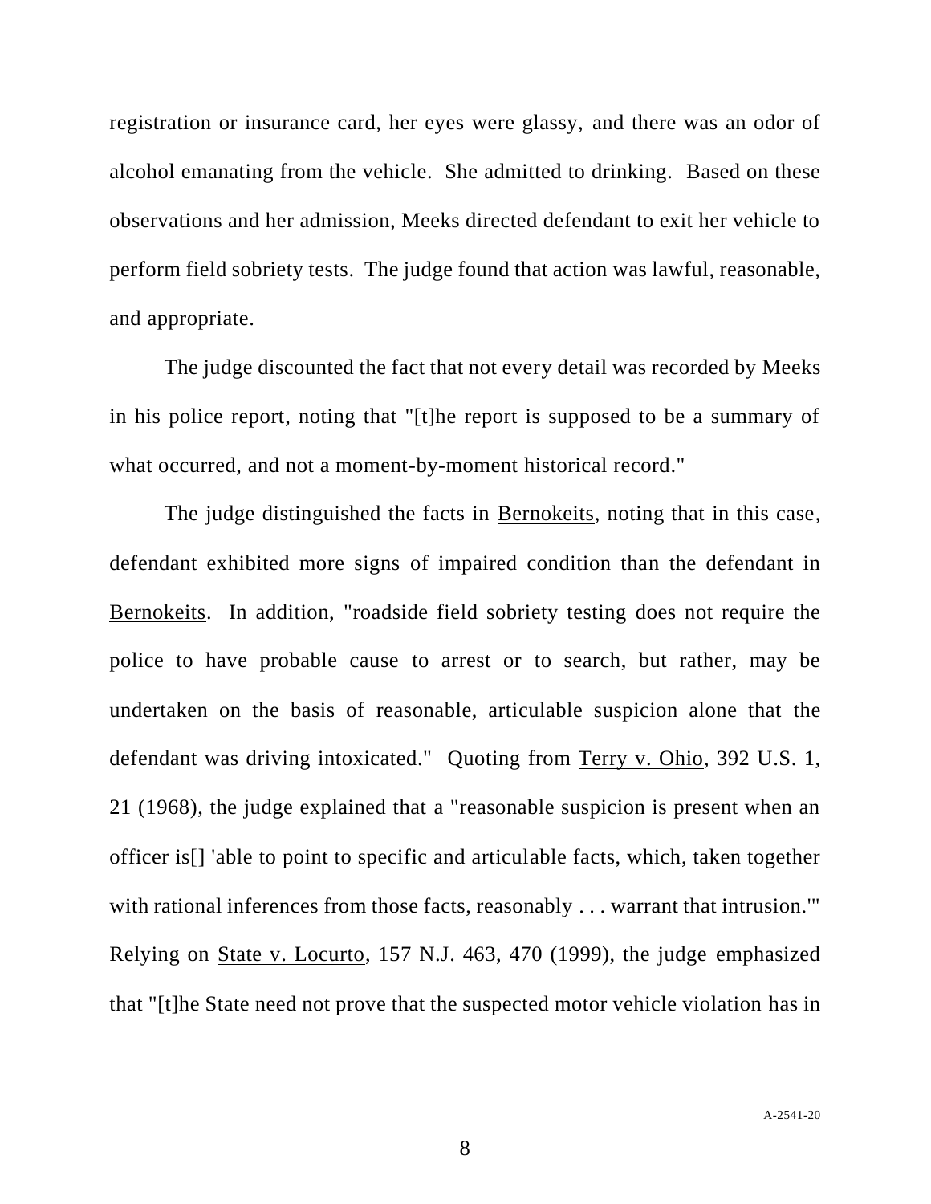registration or insurance card, her eyes were glassy, and there was an odor of alcohol emanating from the vehicle. She admitted to drinking. Based on these observations and her admission, Meeks directed defendant to exit her vehicle to perform field sobriety tests. The judge found that action was lawful, reasonable, and appropriate.

The judge discounted the fact that not every detail was recorded by Meeks in his police report, noting that "[t]he report is supposed to be a summary of what occurred, and not a moment-by-moment historical record."

The judge distinguished the facts in Bernokeits, noting that in this case, defendant exhibited more signs of impaired condition than the defendant in Bernokeits. In addition, "roadside field sobriety testing does not require the police to have probable cause to arrest or to search, but rather, may be undertaken on the basis of reasonable, articulable suspicion alone that the defendant was driving intoxicated." Quoting from Terry v. Ohio, 392 U.S. 1, 21 (1968), the judge explained that a "reasonable suspicion is present when an officer is[] 'able to point to specific and articulable facts, which, taken together with rational inferences from those facts, reasonably . . . warrant that intrusion.'" Relying on State v. Locurto, 157 N.J. 463, 470 (1999), the judge emphasized that "[t]he State need not prove that the suspected motor vehicle violation has in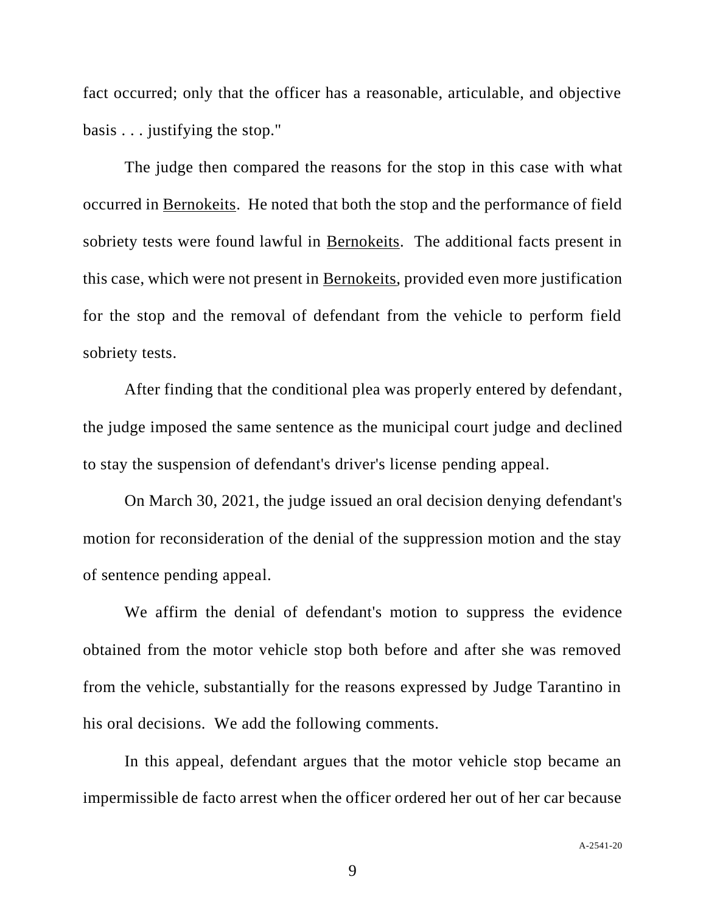fact occurred; only that the officer has a reasonable, articulable, and objective basis . . . justifying the stop."

The judge then compared the reasons for the stop in this case with what occurred in Bernokeits. He noted that both the stop and the performance of field sobriety tests were found lawful in Bernokeits. The additional facts present in this case, which were not present in Bernokeits, provided even more justification for the stop and the removal of defendant from the vehicle to perform field sobriety tests.

After finding that the conditional plea was properly entered by defendant, the judge imposed the same sentence as the municipal court judge and declined to stay the suspension of defendant's driver's license pending appeal.

On March 30, 2021, the judge issued an oral decision denying defendant's motion for reconsideration of the denial of the suppression motion and the stay of sentence pending appeal.

We affirm the denial of defendant's motion to suppress the evidence obtained from the motor vehicle stop both before and after she was removed from the vehicle, substantially for the reasons expressed by Judge Tarantino in his oral decisions. We add the following comments.

In this appeal, defendant argues that the motor vehicle stop became an impermissible de facto arrest when the officer ordered her out of her car because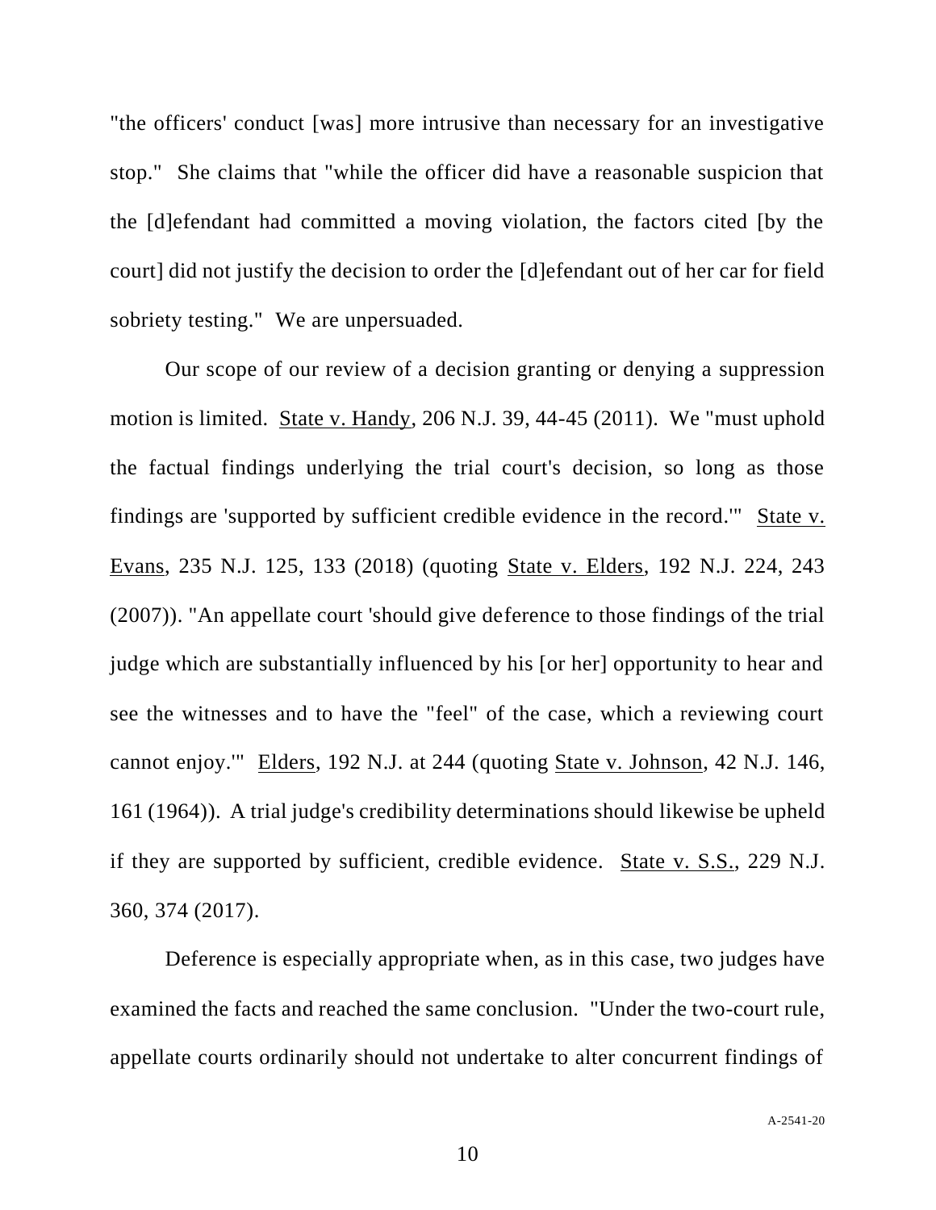"the officers' conduct [was] more intrusive than necessary for an investigative stop." She claims that "while the officer did have a reasonable suspicion that the [d]efendant had committed a moving violation, the factors cited [by the court] did not justify the decision to order the [d]efendant out of her car for field sobriety testing." We are unpersuaded.

Our scope of our review of a decision granting or denying a suppression motion is limited. State v. Handy, 206 N.J. 39, 44-45 (2011). We "must uphold the factual findings underlying the trial court's decision, so long as those findings are 'supported by sufficient credible evidence in the record.'" State v. Evans, 235 N.J. 125, 133 (2018) (quoting State v. Elders, 192 N.J. 224, 243 (2007)). "An appellate court 'should give deference to those findings of the trial judge which are substantially influenced by his [or her] opportunity to hear and see the witnesses and to have the "feel" of the case, which a reviewing court cannot enjoy.'" Elders, 192 N.J. at 244 (quoting State v. Johnson, 42 N.J. 146, 161 (1964)). A trial judge's credibility determinations should likewise be upheld if they are supported by sufficient, credible evidence. State v. S.S., 229 N.J. 360, 374 (2017).

Deference is especially appropriate when, as in this case, two judges have examined the facts and reached the same conclusion. "Under the two-court rule, appellate courts ordinarily should not undertake to alter concurrent findings of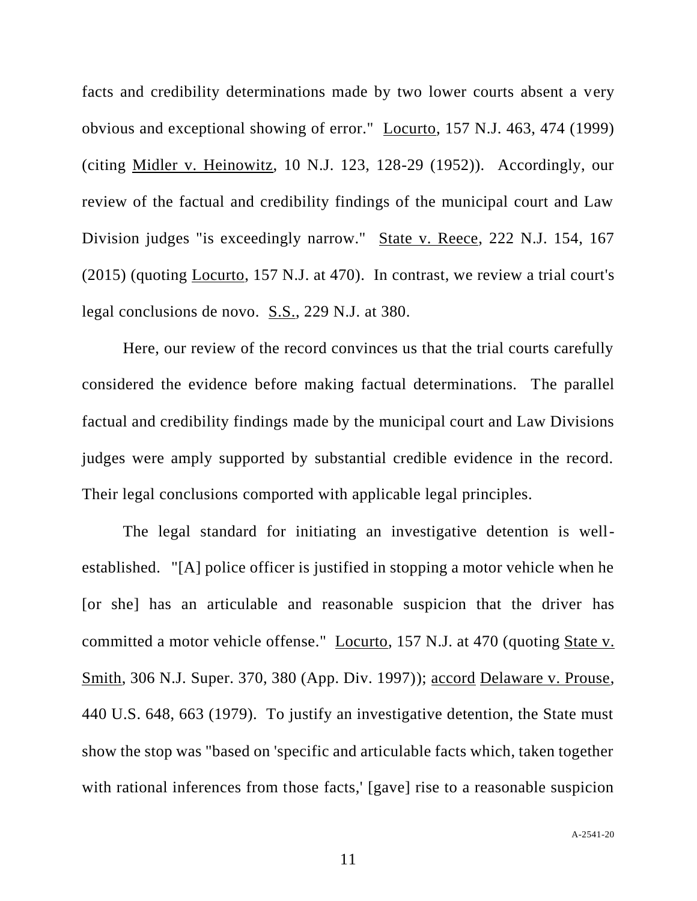facts and credibility determinations made by two lower courts absent a very obvious and exceptional showing of error." Locurto, 157 N.J. 463, 474 (1999) (citing Midler v. Heinowitz, 10 N.J. 123, 128-29 (1952)). Accordingly, our review of the factual and credibility findings of the municipal court and Law Division judges "is exceedingly narrow." State v. Reece, 222 N.J. 154, 167 (2015) (quoting Locurto, 157 N.J. at 470). In contrast, we review a trial court's legal conclusions de novo. S.S., 229 N.J. at 380.

Here, our review of the record convinces us that the trial courts carefully considered the evidence before making factual determinations. The parallel factual and credibility findings made by the municipal court and Law Divisions judges were amply supported by substantial credible evidence in the record. Their legal conclusions comported with applicable legal principles.

The legal standard for initiating an investigative detention is well-established. "[A] police officer is justified in stopping a motor vehicle when he [or she] has an articulable and reasonable suspicion that the driver has committed a motor vehicle offense." Locurto, 157 N.J. at 470 (quoting State v. Smith, 306 N.J. Super. 370, 380 (App. Div. 1997)); accord Delaware v. Prouse, 440 U.S. 648, 663 (1979). To justify an investigative detention, the State must show the stop was "based on 'specific and articulable facts which, taken together with rational inferences from those facts,' [gave] rise to a reasonable suspicion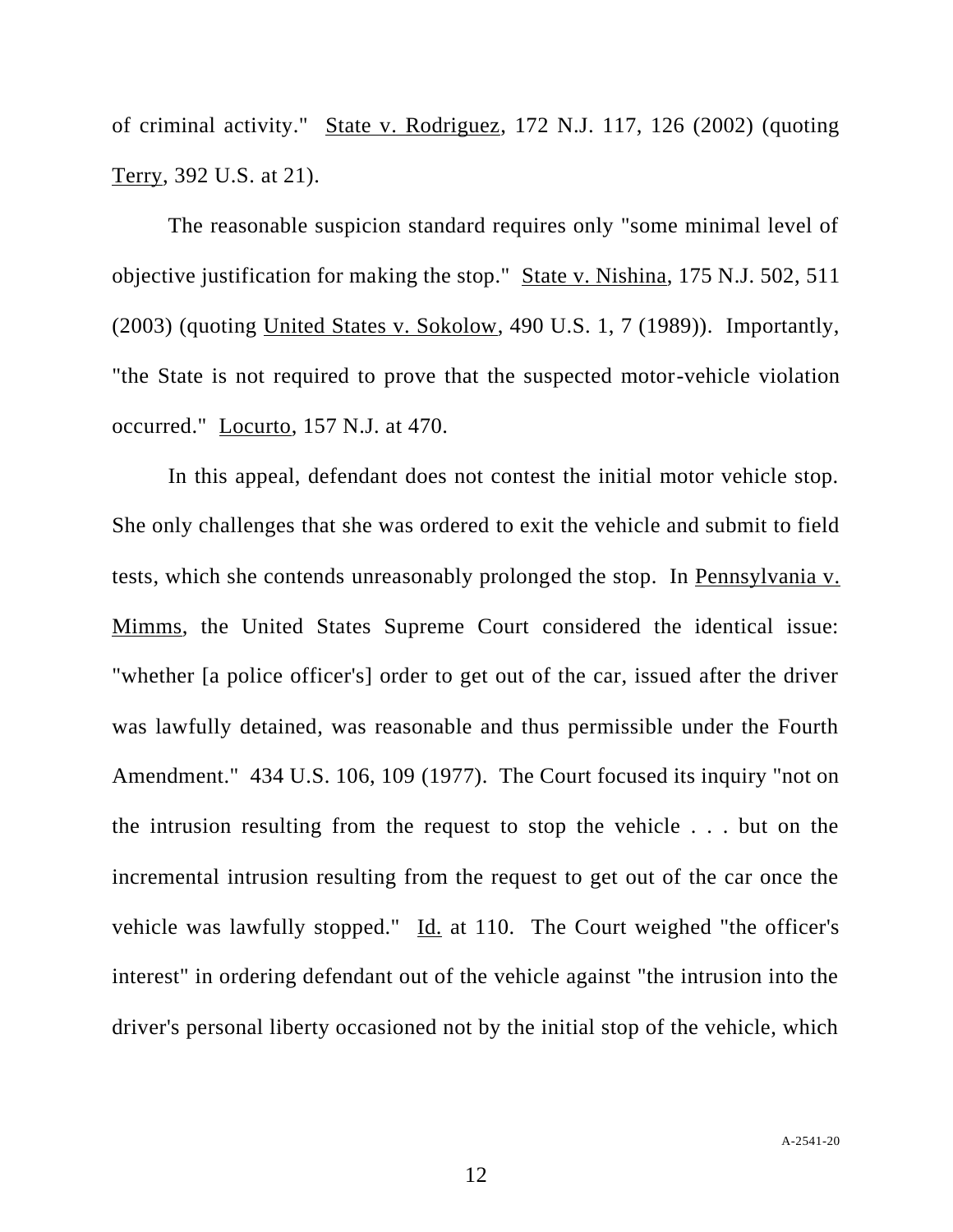of criminal activity." State v. Rodriguez, 172 N.J. 117, 126 (2002) (quoting Terry, 392 U.S. at 21).

The reasonable suspicion standard requires only "some minimal level of objective justification for making the stop." State v. Nishina, 175 N.J. 502, 511 (2003) (quoting United States v. Sokolow, 490 U.S. 1, 7 (1989)). Importantly, "the State is not required to prove that the suspected motor-vehicle violation occurred." Locurto, 157 N.J. at 470.

In this appeal, defendant does not contest the initial motor vehicle stop. She only challenges that she was ordered to exit the vehicle and submit to field tests, which she contends unreasonably prolonged the stop. In Pennsylvania v. Mimms, the United States Supreme Court considered the identical issue: "whether [a police officer's] order to get out of the car, issued after the driver was lawfully detained, was reasonable and thus permissible under the Fourth Amendment." 434 U.S. 106, 109 (1977). The Court focused its inquiry "not on the intrusion resulting from the request to stop the vehicle . . . but on the incremental intrusion resulting from the request to get out of the car once the vehicle was lawfully stopped." Id. at 110. The Court weighed "the officer's interest" in ordering defendant out of the vehicle against "the intrusion into the driver's personal liberty occasioned not by the initial stop of the vehicle, which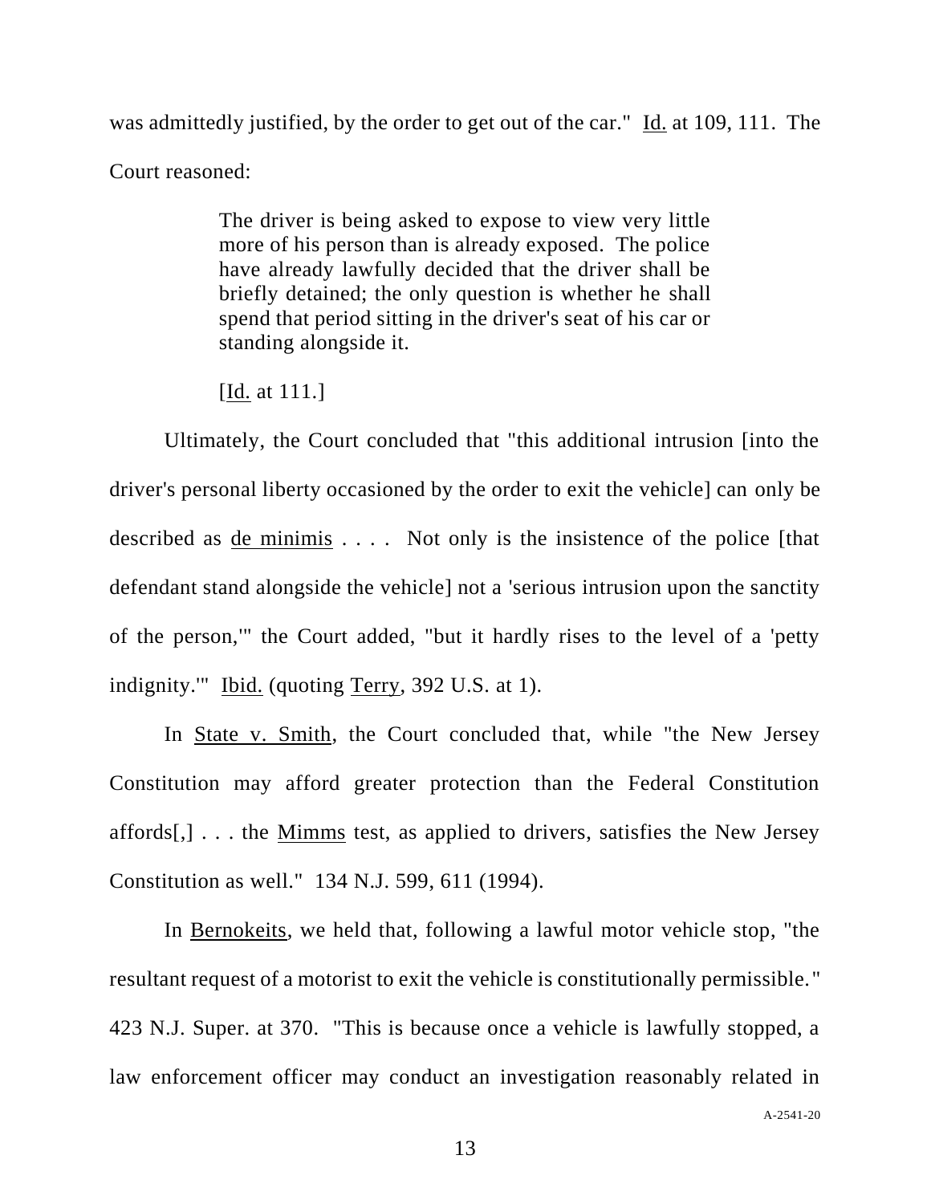was admittedly justified, by the order to get out of the car." Id. at 109, 111. The Court reasoned:

> The driver is being asked to expose to view very little more of his person than is already exposed. The police have already lawfully decided that the driver shall be briefly detained; the only question is whether he shall spend that period sitting in the driver's seat of his car or standing alongside it.
>
> [Id. at 111.]

Ultimately, the Court concluded that "this additional intrusion [into the driver's personal liberty occasioned by the order to exit the vehicle] can only be described as de minimis . . . . Not only is the insistence of the police [that defendant stand alongside the vehicle] not a 'serious intrusion upon the sanctity of the person,'" the Court added, "but it hardly rises to the level of a 'petty indignity.'" Ibid. (quoting Terry, 392 U.S. at 1).

In State v. Smith, the Court concluded that, while "the New Jersey Constitution may afford greater protection than the Federal Constitution affords[,] . . . the Mimms test, as applied to drivers, satisfies the New Jersey Constitution as well." 134 N.J. 599, 611 (1994).

In Bernokeits, we held that, following a lawful motor vehicle stop, "the resultant request of a motorist to exit the vehicle is constitutionally permissible." 423 N.J. Super. at 370. "This is because once a vehicle is lawfully stopped, a law enforcement officer may conduct an investigation reasonably related in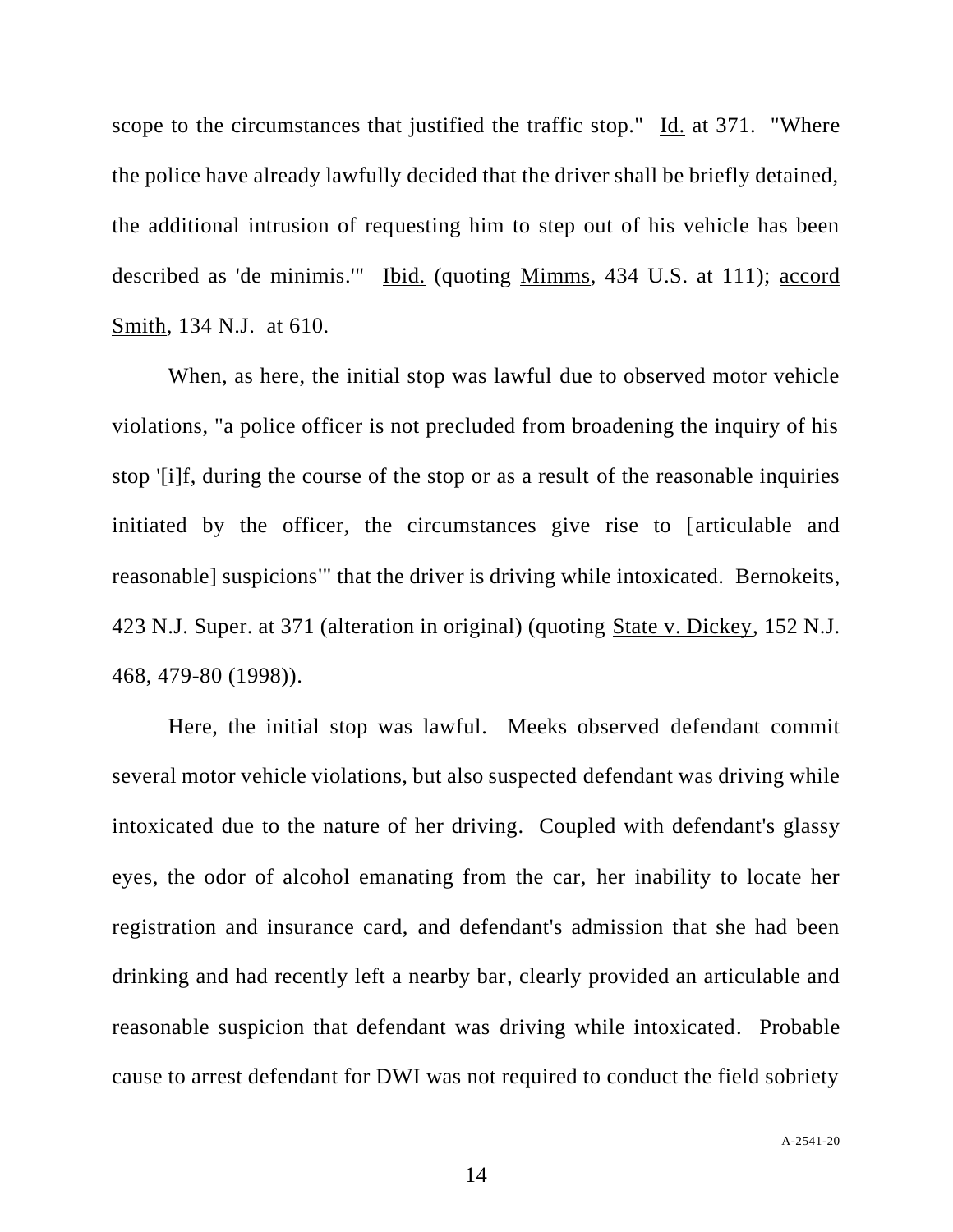scope to the circumstances that justified the traffic stop." Id. at 371. "Where the police have already lawfully decided that the driver shall be briefly detained, the additional intrusion of requesting him to step out of his vehicle has been described as 'de minimis.'" Ibid. (quoting Mimms, 434 U.S. at 111); accord Smith, 134 N.J. at 610.

When, as here, the initial stop was lawful due to observed motor vehicle violations, "a police officer is not precluded from broadening the inquiry of his stop '[i]f, during the course of the stop or as a result of the reasonable inquiries initiated by the officer, the circumstances give rise to [articulable and reasonable] suspicions'" that the driver is driving while intoxicated. Bernokeits, 423 N.J. Super. at 371 (alteration in original) (quoting State v. Dickey, 152 N.J. 468, 479-80 (1998)).

Here, the initial stop was lawful. Meeks observed defendant commit several motor vehicle violations, but also suspected defendant was driving while intoxicated due to the nature of her driving. Coupled with defendant's glassy eyes, the odor of alcohol emanating from the car, her inability to locate her registration and insurance card, and defendant's admission that she had been drinking and had recently left a nearby bar, clearly provided an articulable and reasonable suspicion that defendant was driving while intoxicated. Probable cause to arrest defendant for DWI was not required to conduct the field sobriety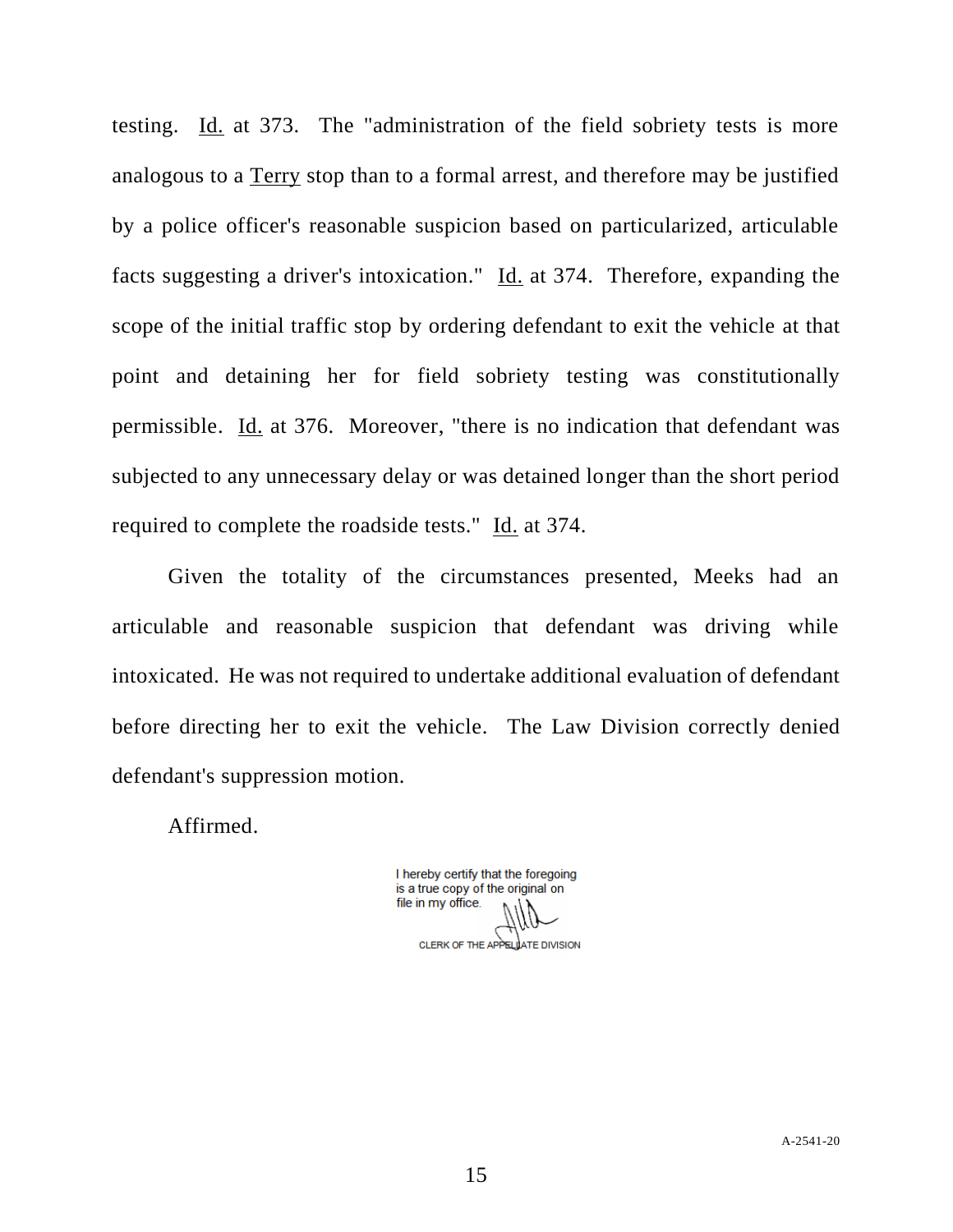testing. Id. at 373. The "administration of the field sobriety tests is more analogous to a Terry stop than to a formal arrest, and therefore may be justified by a police officer's reasonable suspicion based on particularized, articulable facts suggesting a driver's intoxication." Id. at 374. Therefore, expanding the scope of the initial traffic stop by ordering defendant to exit the vehicle at that point and detaining her for field sobriety testing was constitutionally permissible. Id. at 376. Moreover, "there is no indication that defendant was subjected to any unnecessary delay or was detained longer than the short period required to complete the roadside tests." Id. at 374.

Given the totality of the circumstances presented, Meeks had an articulable and reasonable suspicion that defendant was driving while intoxicated. He was not required to undertake additional evaluation of defendant before directing her to exit the vehicle. The Law Division correctly denied defendant's suppression motion.

Affirmed.

I hereby certify that the foregoing is a true copy of the original on file in my office.

CLERK OF THE APPELLATE DIVISION